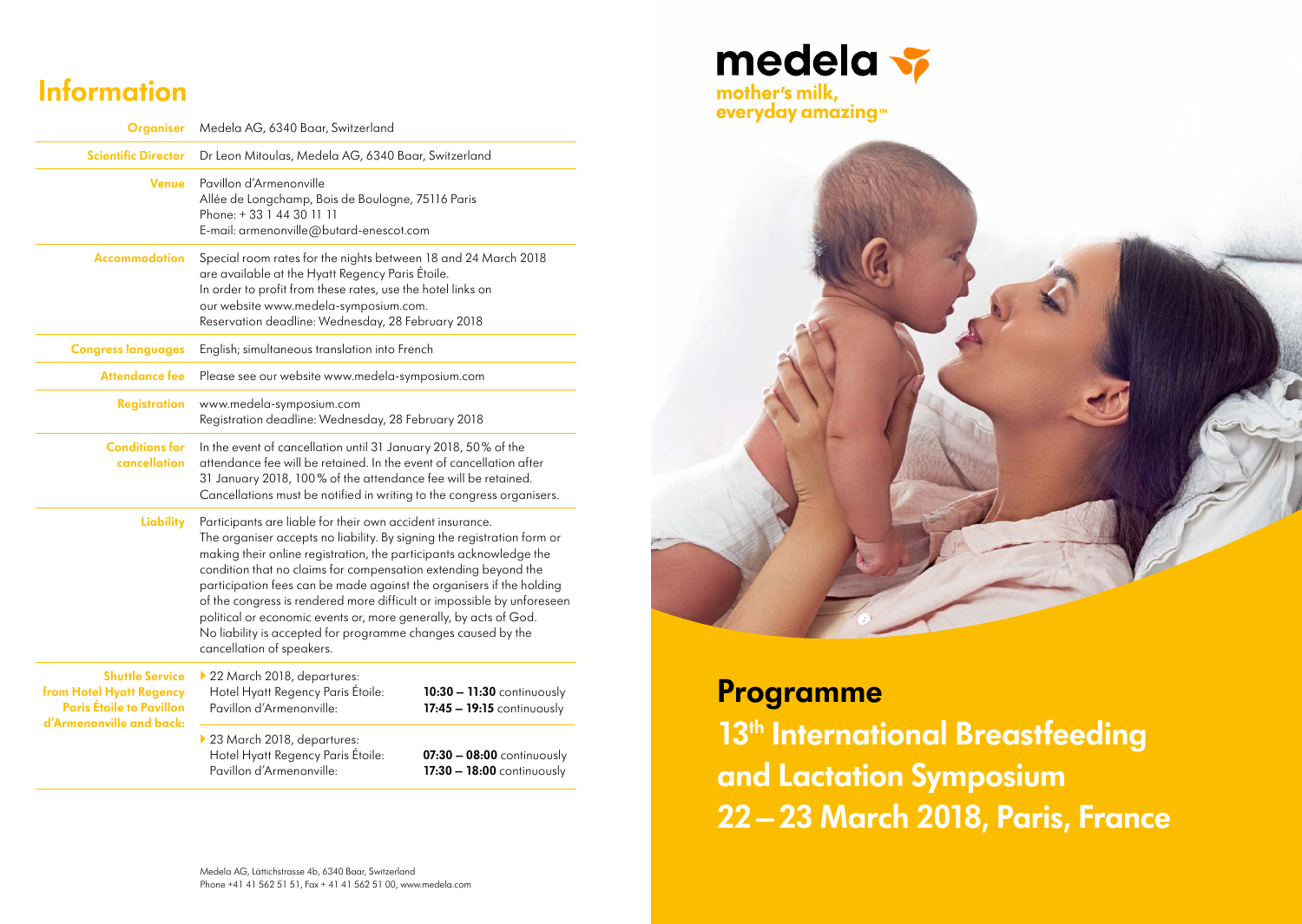# Information

| | |
|---|---|
| **Organiser** | Medela AG, 6340 Baar, Switzerland |
| **Scientific Director** | Dr Leon Mitoulas, Medela AG, 6340 Baar, Switzerland |
| **Venue** | Pavillon d'Armenonville<br>Allée de Longchamp, Bois de Boulogne, 75116 Paris<br>Phone: + 33 1 44 30 11 11<br>E-mail: armenonville@butard-enescot.com |
| **Accommodation** | Special room rates for the nights between 18 and 24 March 2018 are available at the Hyatt Regency Paris Étoile.<br>In order to profit from these rates, use the hotel links on our website www.medela-symposium.com.<br>Reservation deadline: Wednesday, 28 February 2018 |
| **Congress languages** | English; simultaneous translation into French |
| **Attendance fee** | Please see our website www.medela-symposium.com |
| **Registration** | www.medela-symposium.com<br>Registration deadline: Wednesday, 28 February 2018 |
| **Conditions for cancellation** | In the event of cancellation until 31 January 2018, 50% of the attendance fee will be retained. In the event of cancellation after 31 January 2018, 100% of the attendance fee will be retained. Cancellations must be notified in writing to the congress organisers. |
| **Liability** | Participants are liable for their own accident insurance. The organiser accepts no liability. By signing the registration form or making their online registration, the participants acknowledge the condition that no claims for compensation extending beyond the participation fees can be made against the organisers if the holding of the congress is rendered more difficult or impossible by unforeseen political or economic events or, more generally, by acts of God. No liability is accepted for programme changes caused by the cancellation of speakers. |
| **Shuttle Service from Hotel Hyatt Regency Paris Étoile to Pavillon d'Armenonville and back:** | ▸ 22 March 2018, departures:<br>Hotel Hyatt Regency Paris Étoile: **10:30 – 11:30** continuously<br>Pavillon d'Armenonville: **17:45 – 19:15** continuously<br><br>▸ 23 March 2018, departures:<br>Hotel Hyatt Regency Paris Étoile: **07:30 – 08:00** continuously<br>Pavillon d'Armenonville: **17:30 – 18:00** continuously |

Medela AG, Lättichstrasse 4b, 6340 Baar, Switzerland
Phone +41 41 562 51 51, Fax + 41 41 562 51 00, www.medela.com

**medela**
mother's milk,
everyday amazing™

# Programme

## 13th International Breastfeeding and Lactation Symposium

## 22 – 23 March 2018, Paris, France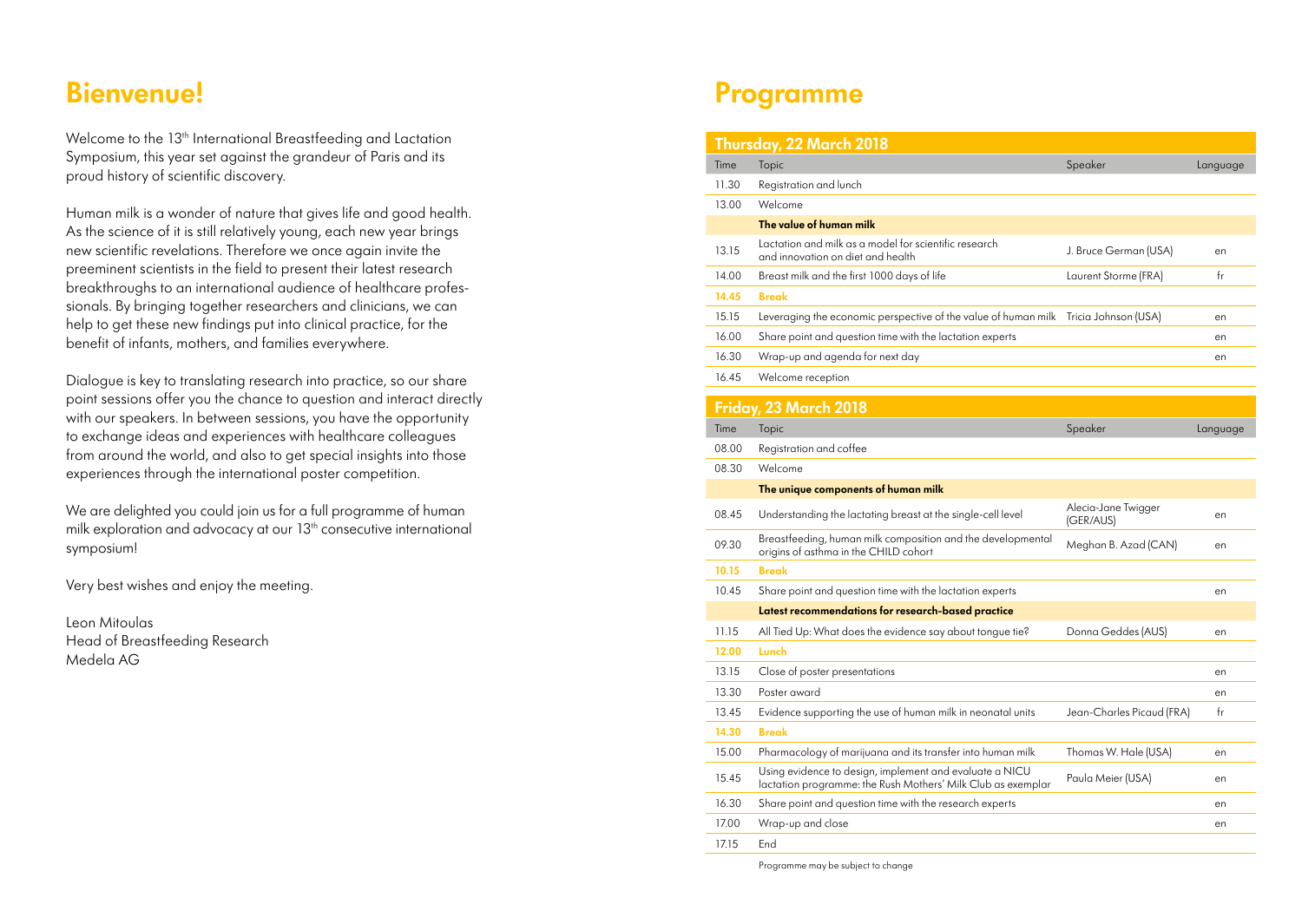# Bienvenue!

Welcome to the 13th International Breastfeeding and Lactation Symposium, this year set against the grandeur of Paris and its proud history of scientific discovery.

Human milk is a wonder of nature that gives life and good health. As the science of it is still relatively young, each new year brings new scientific revelations. Therefore we once again invite the preeminent scientists in the field to present their latest research breakthroughs to an international audience of healthcare professionals. By bringing together researchers and clinicians, we can help to get these new findings put into clinical practice, for the benefit of infants, mothers, and families everywhere.

Dialogue is key to translating research into practice, so our share point sessions offer you the chance to question and interact directly with our speakers. In between sessions, you have the opportunity to exchange ideas and experiences with healthcare colleagues from around the world, and also to get special insights into those experiences through the international poster competition.

We are delighted you could join us for a full programme of human milk exploration and advocacy at our 13th consecutive international symposium!

Very best wishes and enjoy the meeting.

Leon Mitoulas
Head of Breastfeeding Research
Medela AG

# Programme

## Thursday, 22 March 2018

| Time | Topic | Speaker | Language |
|---|---|---|---|
| 11.30 | Registration and lunch | | |
| 13.00 | Welcome | | |
| | **The value of human milk** | | |
| 13.15 | Lactation and milk as a model for scientific research and innovation on diet and health | J. Bruce German (USA) | en |
| 14.00 | Breast milk and the first 1000 days of life | Laurent Storme (FRA) | fr |
| **14.45** | **Break** | | |
| 15.15 | Leveraging the economic perspective of the value of human milk | Tricia Johnson (USA) | en |
| 16.00 | Share point and question time with the lactation experts | | en |
| 16.30 | Wrap-up and agenda for next day | | en |
| 16.45 | Welcome reception | | |

## Friday, 23 March 2018

| Time | Topic | Speaker | Language |
|---|---|---|---|
| 08.00 | Registration and coffee | | |
| 08.30 | Welcome | | |
| | **The unique components of human milk** | | |
| 08.45 | Understanding the lactating breast at the single-cell level | Alecia-Jane Twigger (GER/AUS) | en |
| 09.30 | Breastfeeding, human milk composition and the developmental origins of asthma in the CHILD cohort | Meghan B. Azad (CAN) | en |
| **10.15** | **Break** | | |
| 10.45 | Share point and question time with the lactation experts | | en |
| | **Latest recommendations for research-based practice** | | |
| 11.15 | All Tied Up: What does the evidence say about tongue tie? | Donna Geddes (AUS) | en |
| **12.00** | **Lunch** | | |
| 13.15 | Close of poster presentations | | en |
| 13.30 | Poster award | | en |
| 13.45 | Evidence supporting the use of human milk in neonatal units | Jean-Charles Picaud (FRA) | fr |
| **14.30** | **Break** | | |
| 15.00 | Pharmacology of marijuana and its transfer into human milk | Thomas W. Hale (USA) | en |
| 15.45 | Using evidence to design, implement and evaluate a NICU lactation programme: the Rush Mothers' Milk Club as exemplar | Paula Meier (USA) | en |
| 16.30 | Share point and question time with the research experts | | en |
| 17.00 | Wrap-up and close | | en |
| 17.15 | End | | |

Programme may be subject to change